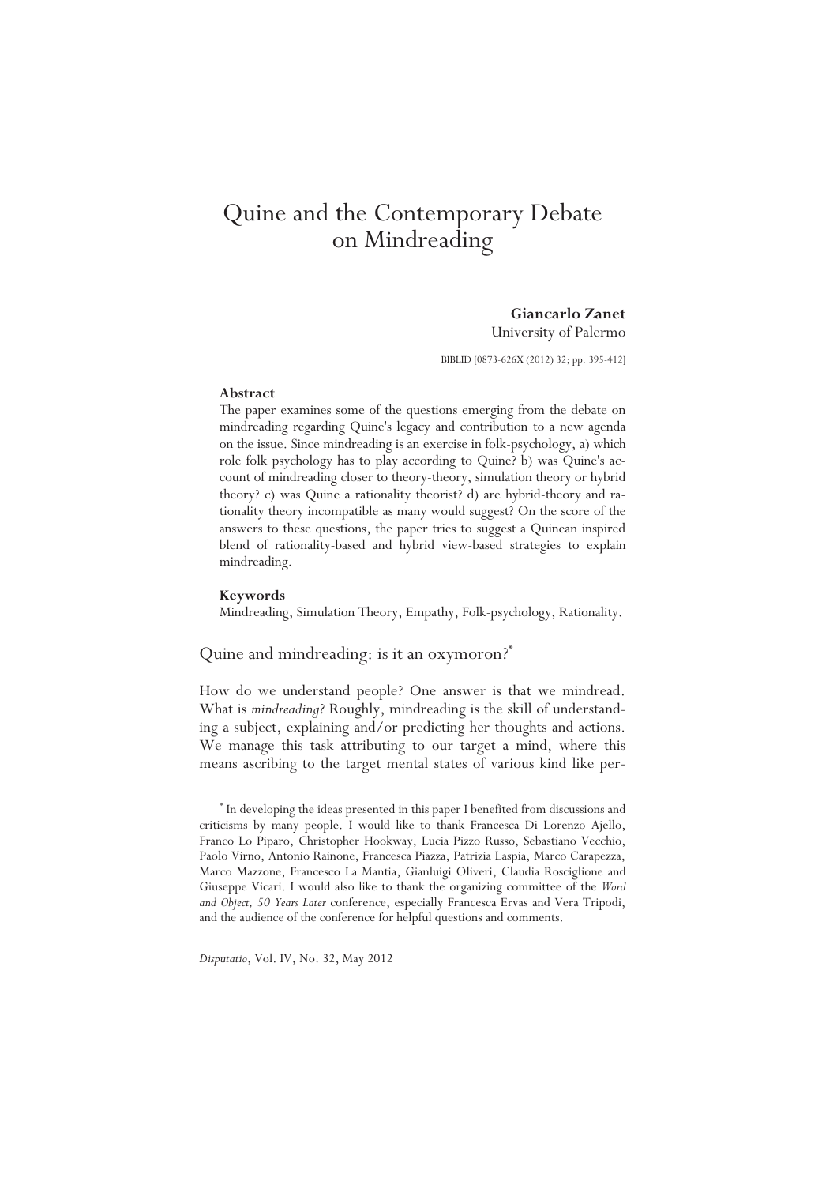# Quine and the Contemporary Debate on Mindreading

**Giancarlo Zanet**
University of Palermo

BIBLID [0873-626X (2012) 32; pp. 395-412]

**Abstract**

The paper examines some of the questions emerging from the debate on mindreading regarding Quine's legacy and contribution to a new agenda on the issue. Since mindreading is an exercise in folk-psychology, a) which role folk psychology has to play according to Quine? b) was Quine's account of mindreading closer to theory-theory, simulation theory or hybrid theory? c) was Quine a rationality theorist? d) are hybrid-theory and rationality theory incompatible as many would suggest? On the score of the answers to these questions, the paper tries to suggest a Quinean inspired blend of rationality-based and hybrid view-based strategies to explain mindreading.

**Keywords**

Mindreading, Simulation Theory, Empathy, Folk-psychology, Rationality.

## Quine and mindreading: is it an oxymoron?*

How do we understand people? One answer is that we mindread. What is *mindreading*? Roughly, mindreading is the skill of understanding a subject, explaining and/or predicting her thoughts and actions. We manage this task attributing to our target a mind, where this means ascribing to the target mental states of various kind like per-

\* In developing the ideas presented in this paper I benefited from discussions and criticisms by many people. I would like to thank Francesca Di Lorenzo Ajello, Franco Lo Piparo, Christopher Hookway, Lucia Pizzo Russo, Sebastiano Vecchio, Paolo Virno, Antonio Rainone, Francesca Piazza, Patrizia Laspia, Marco Carapezza, Marco Mazzone, Francesco La Mantia, Gianluigi Oliveri, Claudia Rosciglione and Giuseppe Vicari. I would also like to thank the organizing committee of the *Word and Object, 50 Years Later* conference, especially Francesca Ervas and Vera Tripodi, and the audience of the conference for helpful questions and comments.

*Disputatio*, Vol. IV, No. 32, May 2012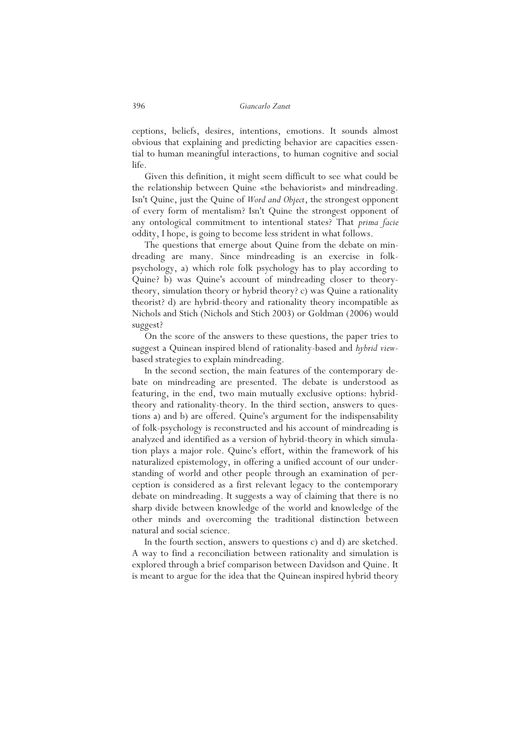ceptions, beliefs, desires, intentions, emotions. It sounds almost obvious that explaining and predicting behavior are capacities essential to human meaningful interactions, to human cognitive and social life.

Given this definition, it might seem difficult to see what could be the relationship between Quine «the behaviorist» and mindreading. Isn't Quine, just the Quine of *Word and Object*, the strongest opponent of every form of mentalism? Isn't Quine the strongest opponent of any ontological commitment to intentional states? That *prima facie* oddity, I hope, is going to become less strident in what follows.

The questions that emerge about Quine from the debate on mindreading are many. Since mindreading is an exercise in folk-psychology, a) which role folk psychology has to play according to Quine? b) was Quine's account of mindreading closer to theory-theory, simulation theory or hybrid theory? c) was Quine a rationality theorist? d) are hybrid-theory and rationality theory incompatible as Nichols and Stich (Nichols and Stich 2003) or Goldman (2006) would suggest?

On the score of the answers to these questions, the paper tries to suggest a Quinean inspired blend of rationality-based and *hybrid view*-based strategies to explain mindreading.

In the second section, the main features of the contemporary debate on mindreading are presented. The debate is understood as featuring, in the end, two main mutually exclusive options: hybrid-theory and rationality-theory. In the third section, answers to questions a) and b) are offered. Quine's argument for the indispensability of folk-psychology is reconstructed and his account of mindreading is analyzed and identified as a version of hybrid-theory in which simulation plays a major role. Quine's effort, within the framework of his naturalized epistemology, in offering a unified account of our understanding of world and other people through an examination of perception is considered as a first relevant legacy to the contemporary debate on mindreading. It suggests a way of claiming that there is no sharp divide between knowledge of the world and knowledge of the other minds and overcoming the traditional distinction between natural and social science.

In the fourth section, answers to questions c) and d) are sketched. A way to find a reconciliation between rationality and simulation is explored through a brief comparison between Davidson and Quine. It is meant to argue for the idea that the Quinean inspired hybrid theory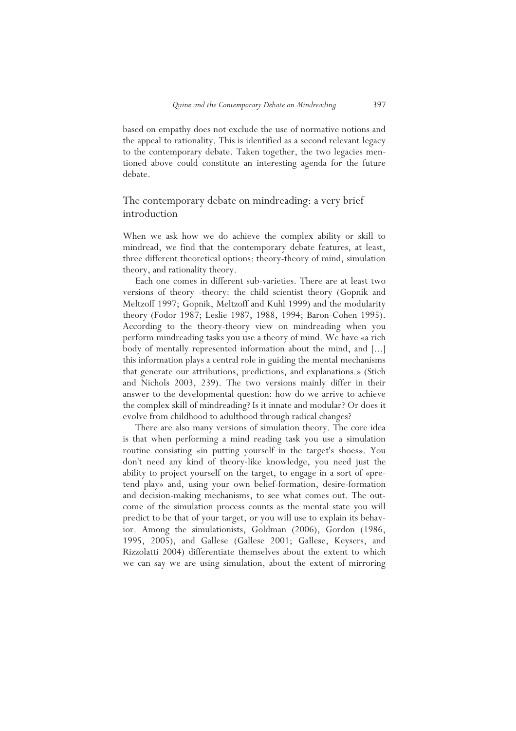based on empathy does not exclude the use of normative notions and the appeal to rationality. This is identified as a second relevant legacy to the contemporary debate. Taken together, the two legacies mentioned above could constitute an interesting agenda for the future debate.

## The contemporary debate on mindreading: a very brief introduction

When we ask how we do achieve the complex ability or skill to mindread, we find that the contemporary debate features, at least, three different theoretical options: theory-theory of mind, simulation theory, and rationality theory.

Each one comes in different sub-varieties. There are at least two versions of theory -theory: the child scientist theory (Gopnik and Meltzoff 1997; Gopnik, Meltzoff and Kuhl 1999) and the modularity theory (Fodor 1987; Leslie 1987, 1988, 1994; Baron-Cohen 1995). According to the theory-theory view on mindreading when you perform mindreading tasks you use a theory of mind. We have «a rich body of mentally represented information about the mind, and [...] this information plays a central role in guiding the mental mechanisms that generate our attributions, predictions, and explanations.» (Stich and Nichols 2003, 239). The two versions mainly differ in their answer to the developmental question: how do we arrive to achieve the complex skill of mindreading? Is it innate and modular? Or does it evolve from childhood to adulthood through radical changes?

There are also many versions of simulation theory. The core idea is that when performing a mind reading task you use a simulation routine consisting «in putting yourself in the target's shoes». You don't need any kind of theory-like knowledge, you need just the ability to project yourself on the target, to engage in a sort of «pretend play» and, using your own belief-formation, desire-formation and decision-making mechanisms, to see what comes out. The outcome of the simulation process counts as the mental state you will predict to be that of your target, or you will use to explain its behavior. Among the simulationists, Goldman (2006), Gordon (1986, 1995, 2005), and Gallese (Gallese 2001; Gallese, Keysers, and Rizzolatti 2004) differentiate themselves about the extent to which we can say we are using simulation, about the extent of mirroring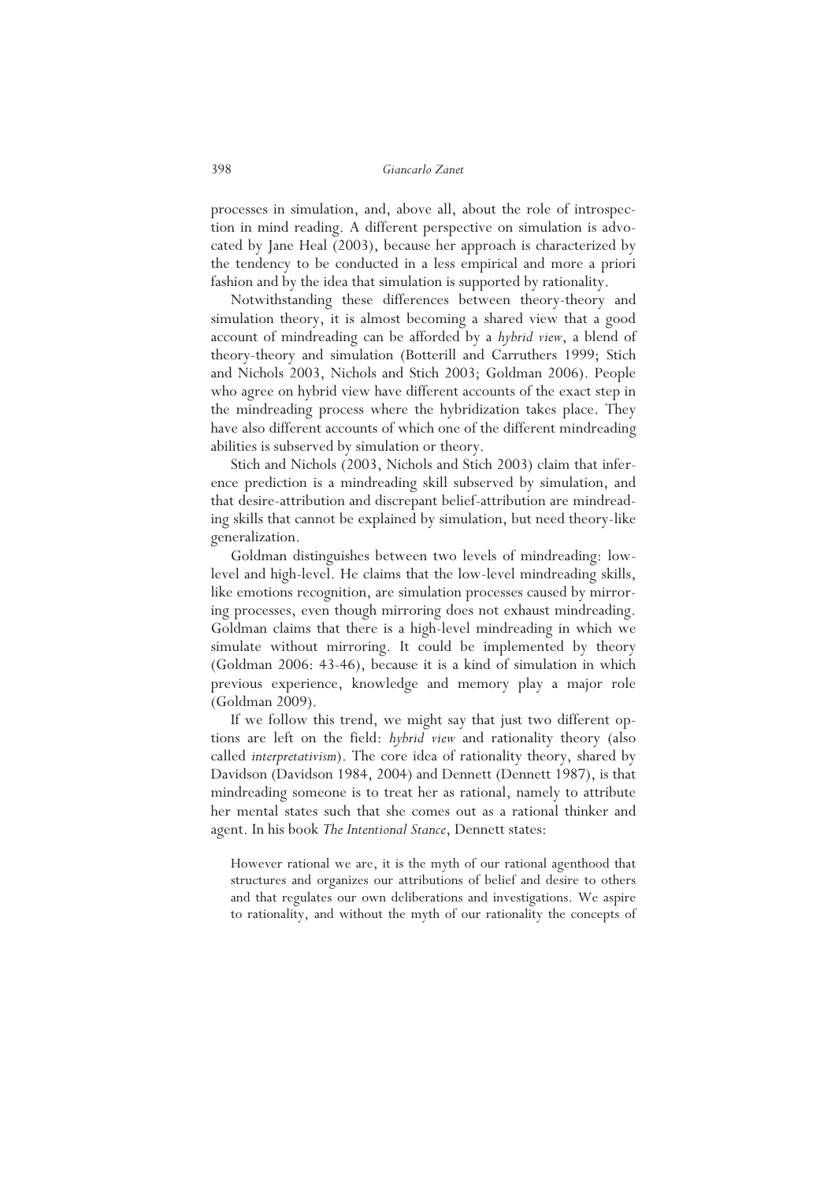processes in simulation, and, above all, about the role of introspection in mind reading. A different perspective on simulation is advocated by Jane Heal (2003), because her approach is characterized by the tendency to be conducted in a less empirical and more a priori fashion and by the idea that simulation is supported by rationality.

Notwithstanding these differences between theory-theory and simulation theory, it is almost becoming a shared view that a good account of mindreading can be afforded by a *hybrid view*, a blend of theory-theory and simulation (Botterill and Carruthers 1999; Stich and Nichols 2003, Nichols and Stich 2003; Goldman 2006). People who agree on hybrid view have different accounts of the exact step in the mindreading process where the hybridization takes place. They have also different accounts of which one of the different mindreading abilities is subserved by simulation or theory.

Stich and Nichols (2003, Nichols and Stich 2003) claim that inference prediction is a mindreading skill subserved by simulation, and that desire-attribution and discrepant belief-attribution are mindreading skills that cannot be explained by simulation, but need theory-like generalization.

Goldman distinguishes between two levels of mindreading: low-level and high-level. He claims that the low-level mindreading skills, like emotions recognition, are simulation processes caused by mirroring processes, even though mirroring does not exhaust mindreading. Goldman claims that there is a high-level mindreading in which we simulate without mirroring. It could be implemented by theory (Goldman 2006: 43-46), because it is a kind of simulation in which previous experience, knowledge and memory play a major role (Goldman 2009).

If we follow this trend, we might say that just two different options are left on the field: *hybrid view* and rationality theory (also called *interpretativism*). The core idea of rationality theory, shared by Davidson (Davidson 1984, 2004) and Dennett (Dennett 1987), is that mindreading someone is to treat her as rational, namely to attribute her mental states such that she comes out as a rational thinker and agent. In his book *The Intentional Stance*, Dennett states:

> However rational we are, it is the myth of our rational agenthood that structures and organizes our attributions of belief and desire to others and that regulates our own deliberations and investigations. We aspire to rationality, and without the myth of our rationality the concepts of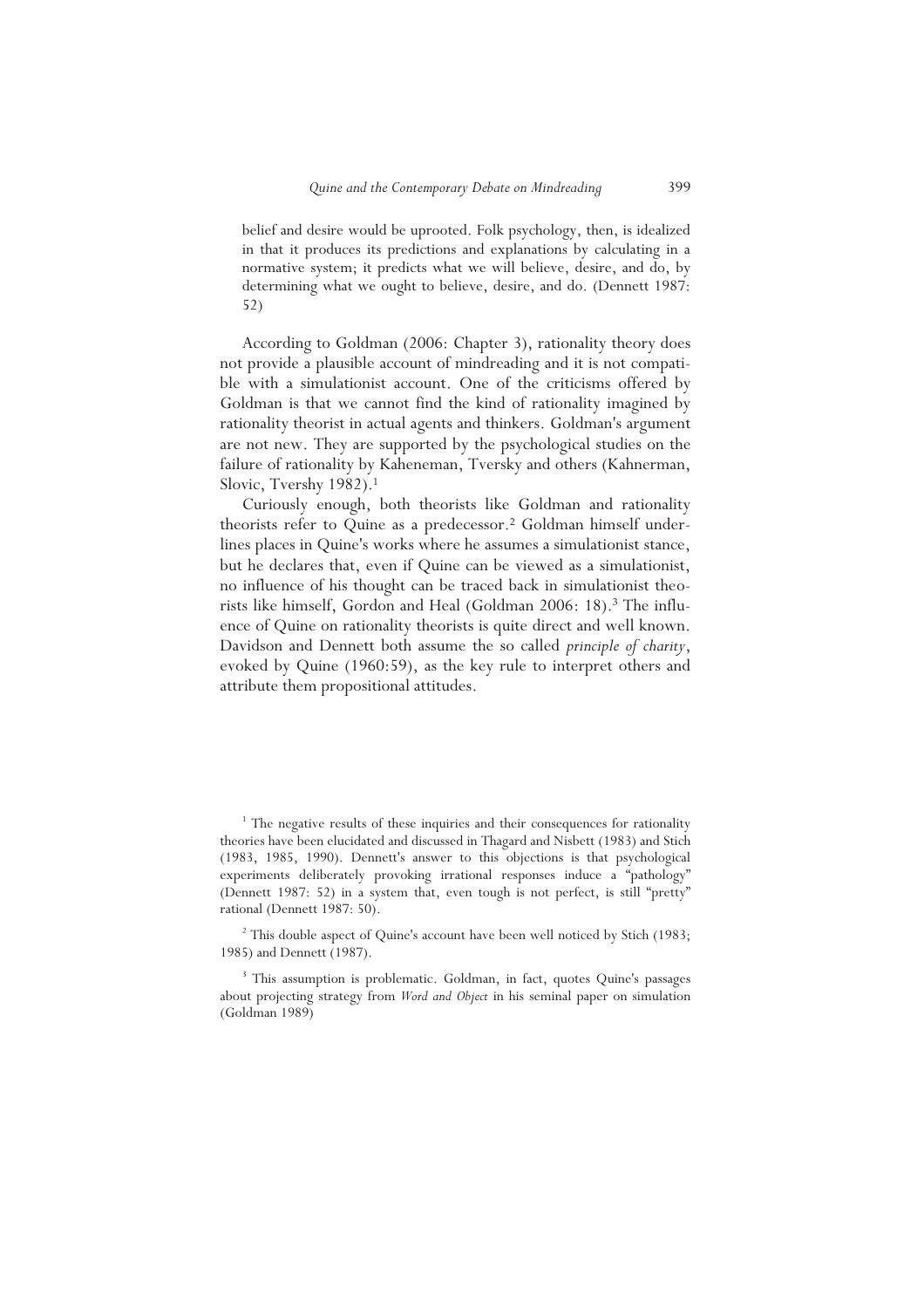belief and desire would be uprooted. Folk psychology, then, is idealized in that it produces its predictions and explanations by calculating in a normative system; it predicts what we will believe, desire, and do, by determining what we ought to believe, desire, and do. (Dennett 1987: 52)

According to Goldman (2006: Chapter 3), rationality theory does not provide a plausible account of mindreading and it is not compatible with a simulationist account. One of the criticisms offered by Goldman is that we cannot find the kind of rationality imagined by rationality theorist in actual agents and thinkers. Goldman's argument are not new. They are supported by the psychological studies on the failure of rationality by Kaheneman, Tversky and others (Kahnerman, Slovic, Tvershy 1982).[1]

Curiously enough, both theorists like Goldman and rationality theorists refer to Quine as a predecessor.[2] Goldman himself underlines places in Quine's works where he assumes a simulationist stance, but he declares that, even if Quine can be viewed as a simulationist, no influence of his thought can be traced back in simulationist theorists like himself, Gordon and Heal (Goldman 2006: 18).[3] The influence of Quine on rationality theorists is quite direct and well known. Davidson and Dennett both assume the so called *principle of charity*, evoked by Quine (1960:59), as the key rule to interpret others and attribute them propositional attitudes.

---

[1] The negative results of these inquiries and their consequences for rationality theories have been elucidated and discussed in Thagard and Nisbett (1983) and Stich (1983, 1985, 1990). Dennett's answer to this objections is that psychological experiments deliberately provoking irrational responses induce a "pathology" (Dennett 1987: 52) in a system that, even tough is not perfect, is still "pretty" rational (Dennett 1987: 50).

[2] This double aspect of Quine's account have been well noticed by Stich (1983; 1985) and Dennett (1987).

[3] This assumption is problematic. Goldman, in fact, quotes Quine's passages about projecting strategy from *Word and Object* in his seminal paper on simulation (Goldman 1989)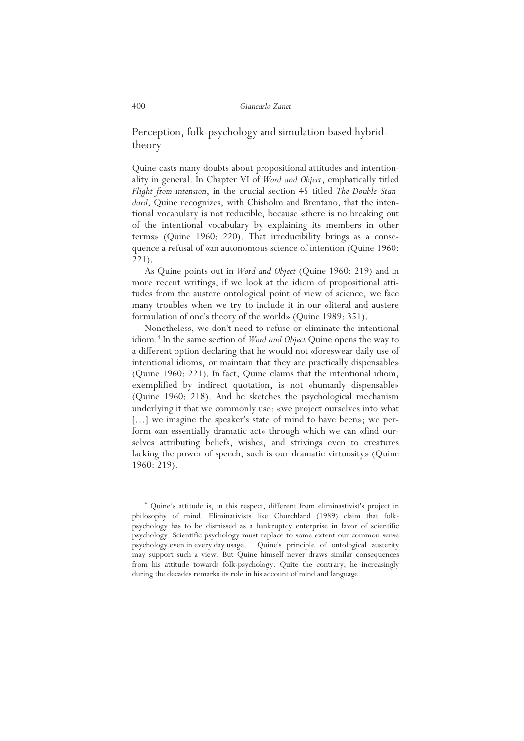## Perception, folk-psychology and simulation based hybrid-theory

Quine casts many doubts about propositional attitudes and intentionality in general. In Chapter VI of *Word and Object*, emphatically titled *Flight from intension*, in the crucial section 45 titled *The Double Standard*, Quine recognizes, with Chisholm and Brentano, that the intentional vocabulary is not reducible, because «there is no breaking out of the intentional vocabulary by explaining its members in other terms» (Quine 1960: 220). That irreducibility brings as a consequence a refusal of «an autonomous science of intention (Quine 1960: 221).

As Quine points out in *Word and Object* (Quine 1960: 219) and in more recent writings, if we look at the idiom of propositional attitudes from the austere ontological point of view of science, we face many troubles when we try to include it in our «literal and austere formulation of one's theory of the world» (Quine 1989: 351).

Nonetheless, we don't need to refuse or eliminate the intentional idiom.[4] In the same section of *Word and Object* Quine opens the way to a different option declaring that he would not «foreswear daily use of intentional idioms, or maintain that they are practically dispensable» (Quine 1960: 221). In fact, Quine claims that the intentional idiom, exemplified by indirect quotation, is not «humanly dispensable» (Quine 1960: 218). And he sketches the psychological mechanism underlying it that we commonly use: «we project ourselves into what […] we imagine the speaker's state of mind to have been»; we perform «an essentially dramatic act» through which we can «find ourselves attributing beliefs, wishes, and strivings even to creatures lacking the power of speech, such is our dramatic virtuosity» (Quine 1960: 219).

[4] Quine's attitude is, in this respect, different from eliminastivist's project in philosophy of mind. Eliminativists like Churchland (1989) claim that folk-psychology has to be dismissed as a bankruptcy enterprise in favor of scientific psychology. Scientific psychology must replace to some extent our common sense psychology even in every day usage. Quine's principle of ontological austerity may support such a view. But Quine himself never draws similar consequences from his attitude towards folk-psychology. Quite the contrary, he increasingly during the decades remarks its role in his account of mind and language.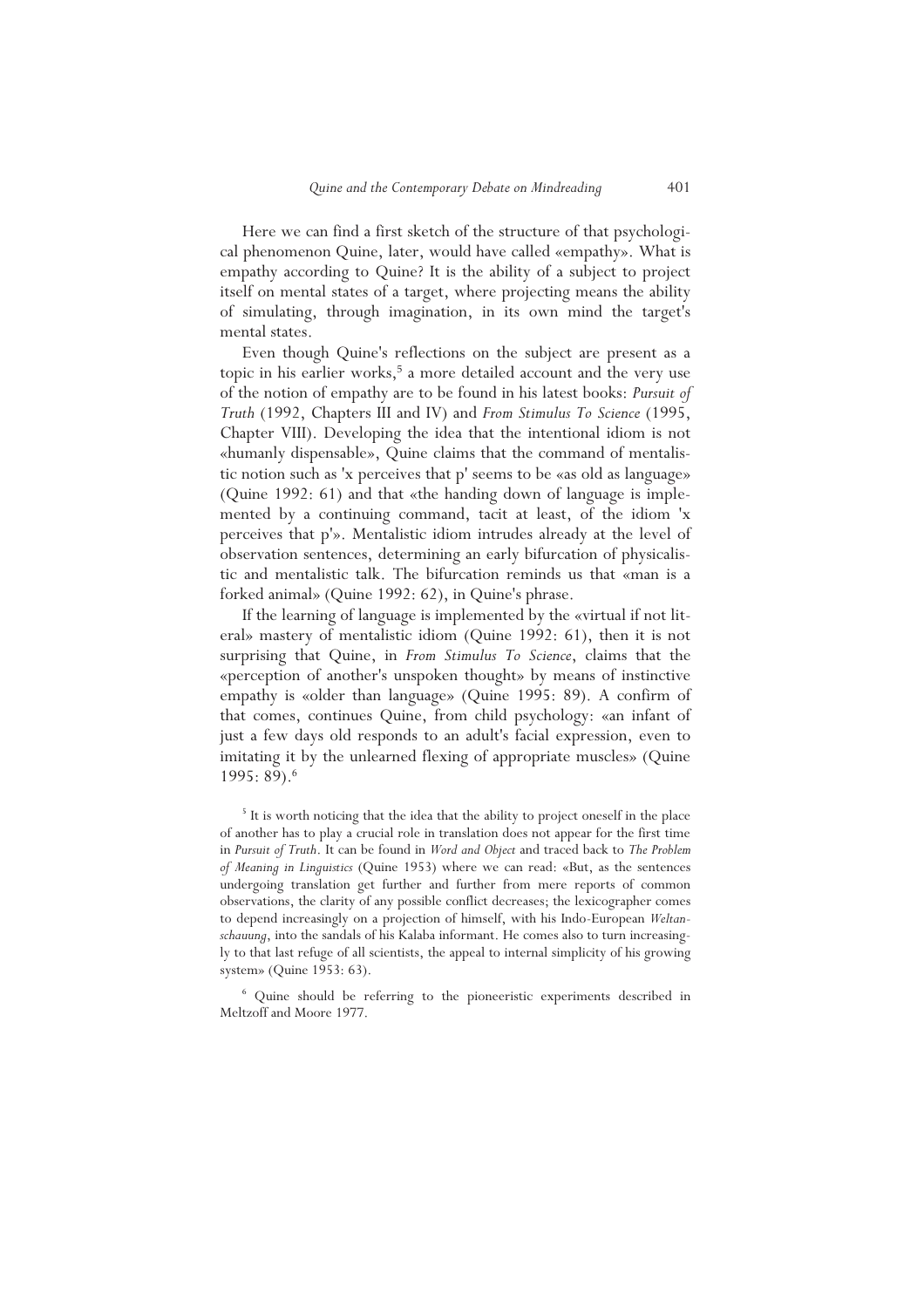Here we can find a first sketch of the structure of that psychological phenomenon Quine, later, would have called «empathy». What is empathy according to Quine? It is the ability of a subject to project itself on mental states of a target, where projecting means the ability of simulating, through imagination, in its own mind the target's mental states.

Even though Quine's reflections on the subject are present as a topic in his earlier works,[5] a more detailed account and the very use of the notion of empathy are to be found in his latest books: *Pursuit of Truth* (1992, Chapters III and IV) and *From Stimulus To Science* (1995, Chapter VIII). Developing the idea that the intentional idiom is not «humanly dispensable», Quine claims that the command of mentalistic notion such as 'x perceives that p' seems to be «as old as language» (Quine 1992: 61) and that «the handing down of language is implemented by a continuing command, tacit at least, of the idiom 'x perceives that p'». Mentalistic idiom intrudes already at the level of observation sentences, determining an early bifurcation of physicalistic and mentalistic talk. The bifurcation reminds us that «man is a forked animal» (Quine 1992: 62), in Quine's phrase.

If the learning of language is implemented by the «virtual if not literal» mastery of mentalistic idiom (Quine 1992: 61), then it is not surprising that Quine, in *From Stimulus To Science*, claims that the «perception of another's unspoken thought» by means of instinctive empathy is «older than language» (Quine 1995: 89). A confirm of that comes, continues Quine, from child psychology: «an infant of just a few days old responds to an adult's facial expression, even to imitating it by the unlearned flexing of appropriate muscles» (Quine 1995: 89).[6]

[5] It is worth noticing that the idea that the ability to project oneself in the place of another has to play a crucial role in translation does not appear for the first time in *Pursuit of Truth*. It can be found in *Word and Object* and traced back to *The Problem of Meaning in Linguistics* (Quine 1953) where we can read: «But, as the sentences undergoing translation get further and further from mere reports of common observations, the clarity of any possible conflict decreases; the lexicographer comes to depend increasingly on a projection of himself, with his Indo-European *Weltanschauung*, into the sandals of his Kalaba informant. He comes also to turn increasingly to that last refuge of all scientists, the appeal to internal simplicity of his growing system» (Quine 1953: 63).

[6] Quine should be referring to the pioneeristic experiments described in Meltzoff and Moore 1977.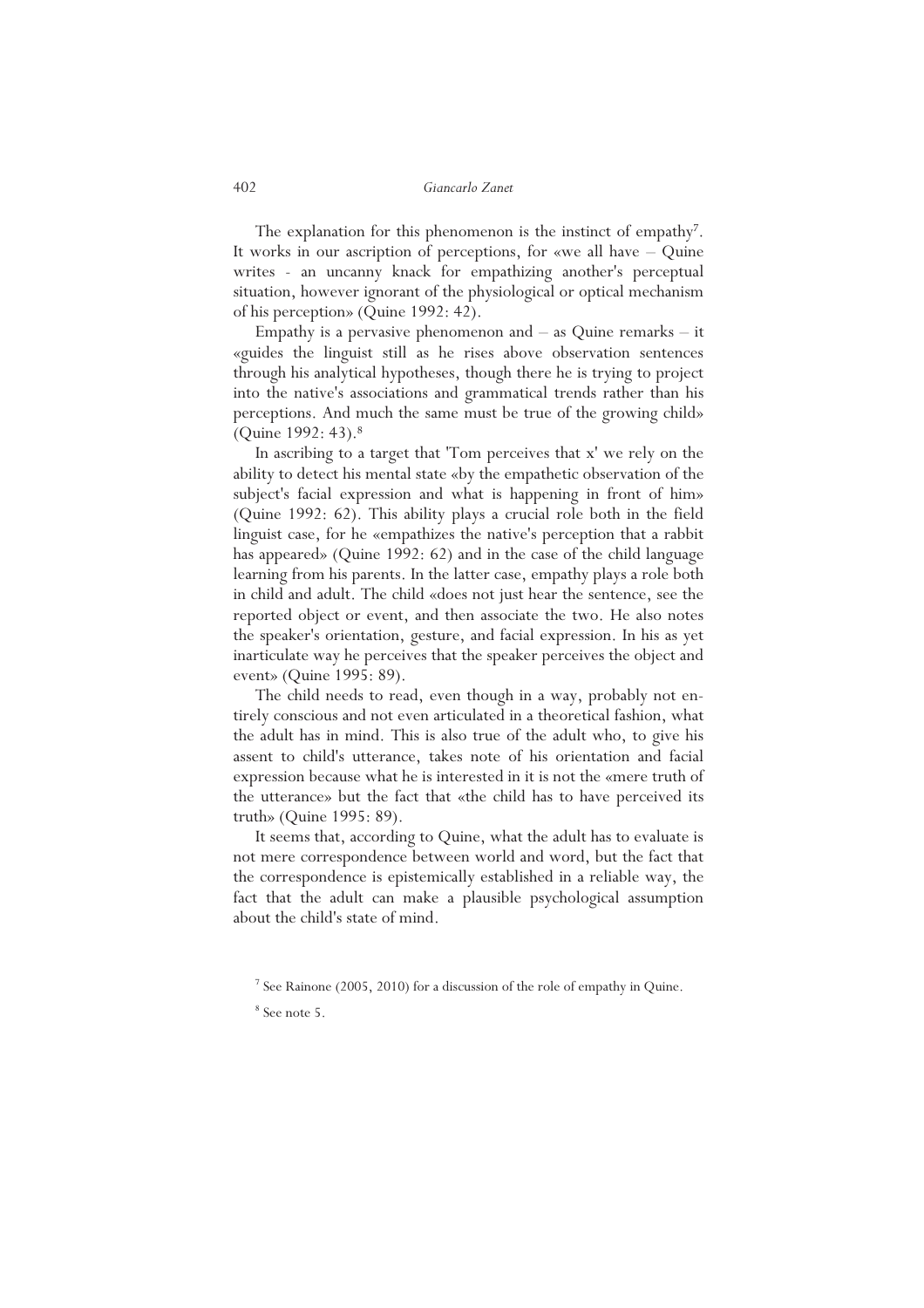The explanation for this phenomenon is the instinct of empathy[7]. It works in our ascription of perceptions, for «we all have – Quine writes - an uncanny knack for empathizing another's perceptual situation, however ignorant of the physiological or optical mechanism of his perception» (Quine 1992: 42).

Empathy is a pervasive phenomenon and – as Quine remarks – it «guides the linguist still as he rises above observation sentences through his analytical hypotheses, though there he is trying to project into the native's associations and grammatical trends rather than his perceptions. And much the same must be true of the growing child» (Quine 1992: 43).[8]

In ascribing to a target that 'Tom perceives that x' we rely on the ability to detect his mental state «by the empathetic observation of the subject's facial expression and what is happening in front of him» (Quine 1992: 62). This ability plays a crucial role both in the field linguist case, for he «empathizes the native's perception that a rabbit has appeared» (Quine 1992: 62) and in the case of the child language learning from his parents. In the latter case, empathy plays a role both in child and adult. The child «does not just hear the sentence, see the reported object or event, and then associate the two. He also notes the speaker's orientation, gesture, and facial expression. In his as yet inarticulate way he perceives that the speaker perceives the object and event» (Quine 1995: 89).

The child needs to read, even though in a way, probably not entirely conscious and not even articulated in a theoretical fashion, what the adult has in mind. This is also true of the adult who, to give his assent to child's utterance, takes note of his orientation and facial expression because what he is interested in it is not the «mere truth of the utterance» but the fact that «the child has to have perceived its truth» (Quine 1995: 89).

It seems that, according to Quine, what the adult has to evaluate is not mere correspondence between world and word, but the fact that the correspondence is epistemically established in a reliable way, the fact that the adult can make a plausible psychological assumption about the child's state of mind.

[7] See Rainone (2005, 2010) for a discussion of the role of empathy in Quine.

[8] See note 5.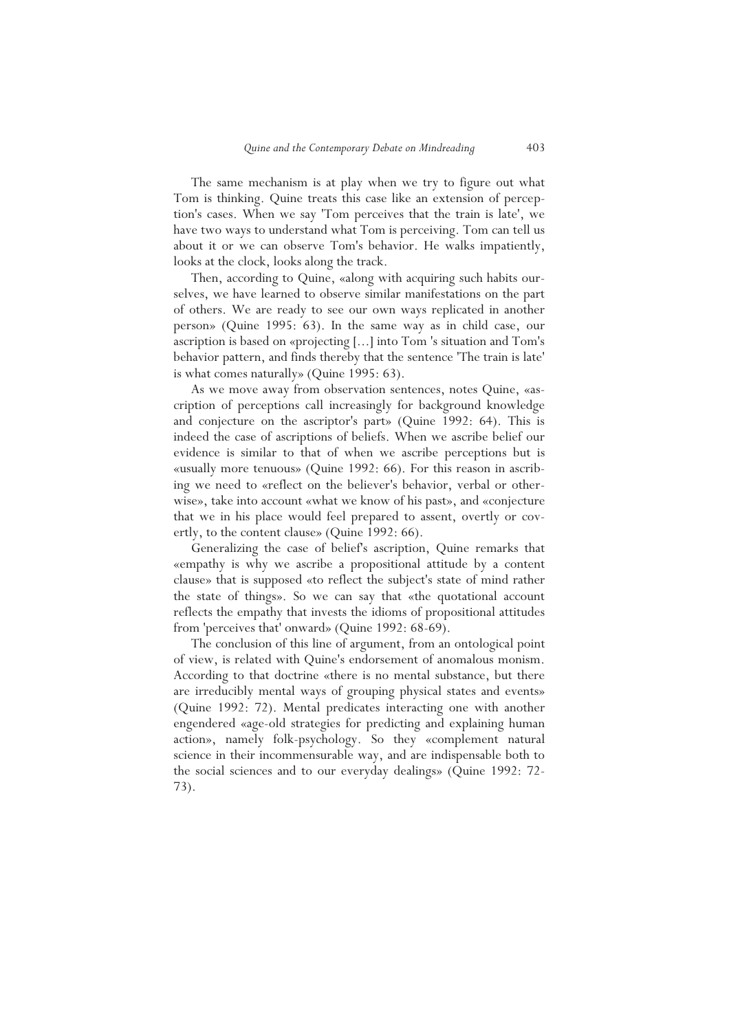The same mechanism is at play when we try to figure out what Tom is thinking. Quine treats this case like an extension of perception's cases. When we say 'Tom perceives that the train is late', we have two ways to understand what Tom is perceiving. Tom can tell us about it or we can observe Tom's behavior. He walks impatiently, looks at the clock, looks along the track.

Then, according to Quine, «along with acquiring such habits ourselves, we have learned to observe similar manifestations on the part of others. We are ready to see our own ways replicated in another person» (Quine 1995: 63). In the same way as in child case, our ascription is based on «projecting [...] into Tom 's situation and Tom's behavior pattern, and finds thereby that the sentence 'The train is late' is what comes naturally» (Quine 1995: 63).

As we move away from observation sentences, notes Quine, «ascription of perceptions call increasingly for background knowledge and conjecture on the ascriptor's part» (Quine 1992: 64). This is indeed the case of ascriptions of beliefs. When we ascribe belief our evidence is similar to that of when we ascribe perceptions but is «usually more tenuous» (Quine 1992: 66). For this reason in ascribing we need to «reflect on the believer's behavior, verbal or otherwise», take into account «what we know of his past», and «conjecture that we in his place would feel prepared to assent, overtly or covertly, to the content clause» (Quine 1992: 66).

Generalizing the case of belief's ascription, Quine remarks that «empathy is why we ascribe a propositional attitude by a content clause» that is supposed «to reflect the subject's state of mind rather the state of things». So we can say that «the quotational account reflects the empathy that invests the idioms of propositional attitudes from 'perceives that' onward» (Quine 1992: 68-69).

The conclusion of this line of argument, from an ontological point of view, is related with Quine's endorsement of anomalous monism. According to that doctrine «there is no mental substance, but there are irreducibly mental ways of grouping physical states and events» (Quine 1992: 72). Mental predicates interacting one with another engendered «age-old strategies for predicting and explaining human action», namely folk-psychology. So they «complement natural science in their incommensurable way, and are indispensable both to the social sciences and to our everyday dealings» (Quine 1992: 72-73).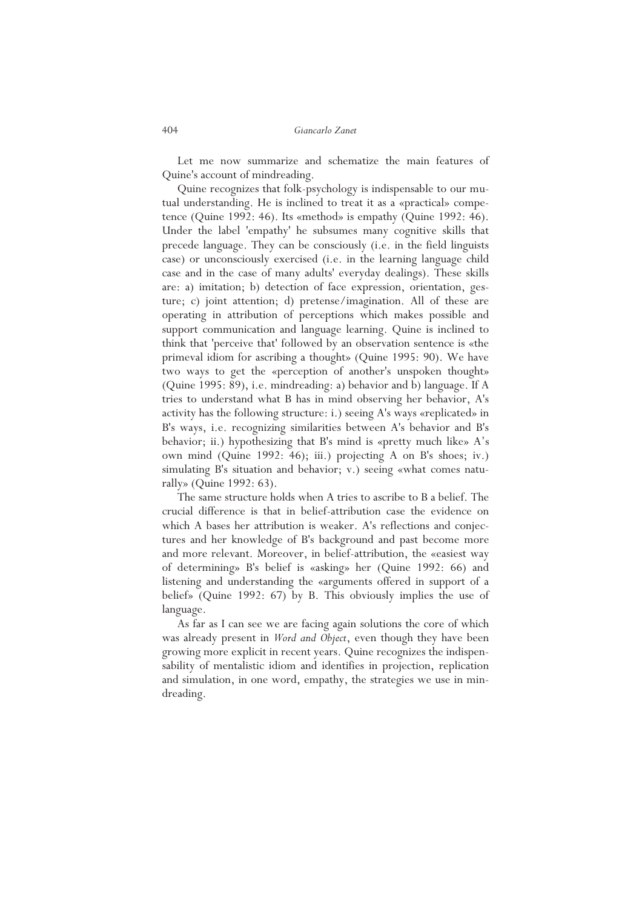Let me now summarize and schematize the main features of Quine's account of mindreading.

Quine recognizes that folk-psychology is indispensable to our mutual understanding. He is inclined to treat it as a «practical» competence (Quine 1992: 46). Its «method» is empathy (Quine 1992: 46). Under the label 'empathy' he subsumes many cognitive skills that precede language. They can be consciously (i.e. in the field linguists case) or unconsciously exercised (i.e. in the learning language child case and in the case of many adults' everyday dealings). These skills are: a) imitation; b) detection of face expression, orientation, gesture; c) joint attention; d) pretense/imagination. All of these are operating in attribution of perceptions which makes possible and support communication and language learning. Quine is inclined to think that 'perceive that' followed by an observation sentence is «the primeval idiom for ascribing a thought» (Quine 1995: 90). We have two ways to get the «perception of another's unspoken thought» (Quine 1995: 89), i.e. mindreading: a) behavior and b) language. If A tries to understand what B has in mind observing her behavior, A's activity has the following structure: i.) seeing A's ways «replicated» in B's ways, i.e. recognizing similarities between A's behavior and B's behavior; ii.) hypothesizing that B's mind is «pretty much like» A's own mind (Quine 1992: 46); iii.) projecting A on B's shoes; iv.) simulating B's situation and behavior; v.) seeing «what comes naturally» (Quine 1992: 63).

The same structure holds when A tries to ascribe to B a belief. The crucial difference is that in belief-attribution case the evidence on which A bases her attribution is weaker. A's reflections and conjectures and her knowledge of B's background and past become more and more relevant. Moreover, in belief-attribution, the «easiest way of determining» B's belief is «asking» her (Quine 1992: 66) and listening and understanding the «arguments offered in support of a belief» (Quine 1992: 67) by B. This obviously implies the use of language.

As far as I can see we are facing again solutions the core of which was already present in *Word and Object*, even though they have been growing more explicit in recent years. Quine recognizes the indispensability of mentalistic idiom and identifies in projection, replication and simulation, in one word, empathy, the strategies we use in mindreading.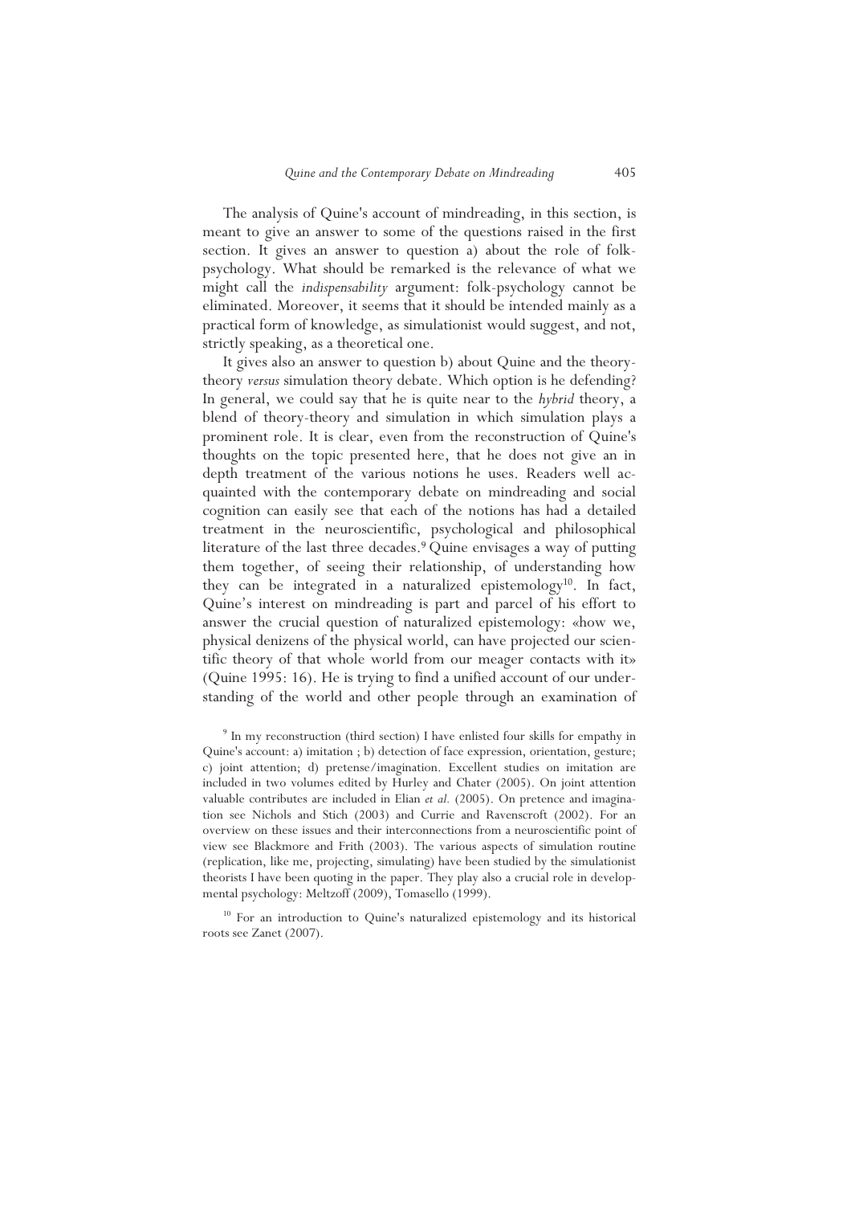The analysis of Quine's account of mindreading, in this section, is meant to give an answer to some of the questions raised in the first section. It gives an answer to question a) about the role of folk-psychology. What should be remarked is the relevance of what we might call the *indispensability* argument: folk-psychology cannot be eliminated. Moreover, it seems that it should be intended mainly as a practical form of knowledge, as simulationist would suggest, and not, strictly speaking, as a theoretical one.

It gives also an answer to question b) about Quine and the theory-theory *versus* simulation theory debate. Which option is he defending? In general, we could say that he is quite near to the *hybrid* theory, a blend of theory-theory and simulation in which simulation plays a prominent role. It is clear, even from the reconstruction of Quine's thoughts on the topic presented here, that he does not give an in depth treatment of the various notions he uses. Readers well acquainted with the contemporary debate on mindreading and social cognition can easily see that each of the notions has had a detailed treatment in the neuroscientific, psychological and philosophical literature of the last three decades.[9] Quine envisages a way of putting them together, of seeing their relationship, of understanding how they can be integrated in a naturalized epistemology[10]. In fact, Quine's interest on mindreading is part and parcel of his effort to answer the crucial question of naturalized epistemology: «how we, physical denizens of the physical world, can have projected our scientific theory of that whole world from our meager contacts with it» (Quine 1995: 16). He is trying to find a unified account of our understanding of the world and other people through an examination of

[9] In my reconstruction (third section) I have enlisted four skills for empathy in Quine's account: a) imitation ; b) detection of face expression, orientation, gesture; c) joint attention; d) pretense/imagination. Excellent studies on imitation are included in two volumes edited by Hurley and Chater (2005). On joint attention valuable contributes are included in Elian *et al.* (2005). On pretence and imagination see Nichols and Stich (2003) and Currie and Ravenscroft (2002). For an overview on these issues and their interconnections from a neuroscientific point of view see Blackmore and Frith (2003). The various aspects of simulation routine (replication, like me, projecting, simulating) have been studied by the simulationist theorists I have been quoting in the paper. They play also a crucial role in developmental psychology: Meltzoff (2009), Tomasello (1999).

[10] For an introduction to Quine's naturalized epistemology and its historical roots see Zanet (2007).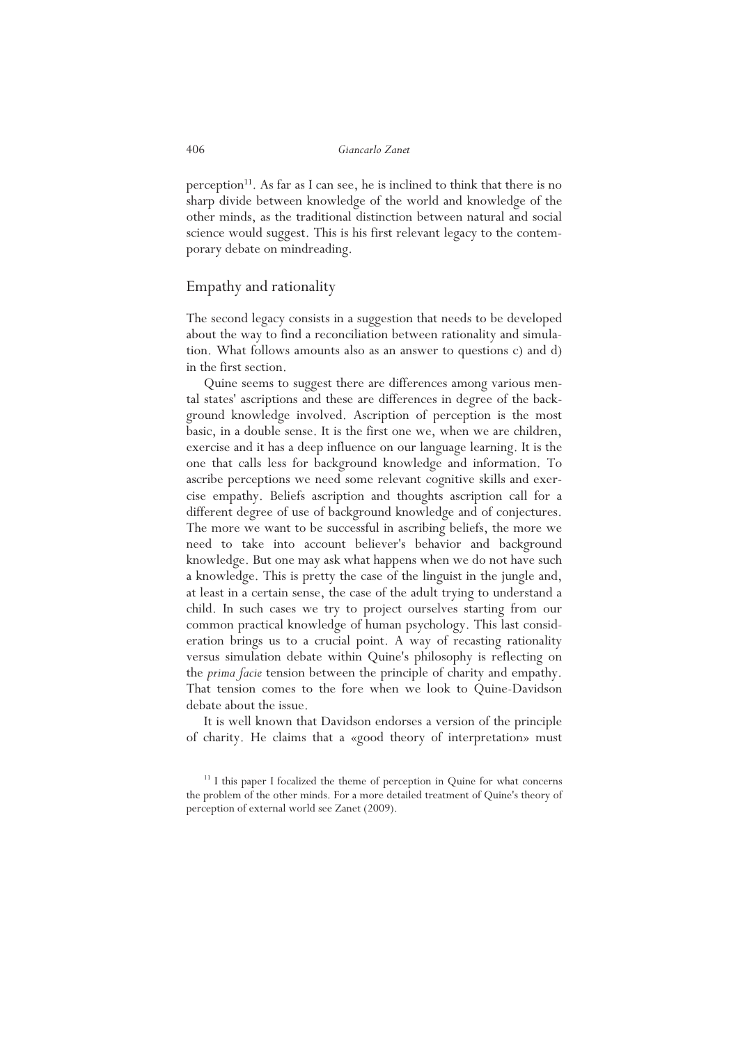perception[11]. As far as I can see, he is inclined to think that there is no sharp divide between knowledge of the world and knowledge of the other minds, as the traditional distinction between natural and social science would suggest. This is his first relevant legacy to the contemporary debate on mindreading.

## Empathy and rationality

The second legacy consists in a suggestion that needs to be developed about the way to find a reconciliation between rationality and simulation. What follows amounts also as an answer to questions c) and d) in the first section.

Quine seems to suggest there are differences among various mental states' ascriptions and these are differences in degree of the background knowledge involved. Ascription of perception is the most basic, in a double sense. It is the first one we, when we are children, exercise and it has a deep influence on our language learning. It is the one that calls less for background knowledge and information. To ascribe perceptions we need some relevant cognitive skills and exercise empathy. Beliefs ascription and thoughts ascription call for a different degree of use of background knowledge and of conjectures. The more we want to be successful in ascribing beliefs, the more we need to take into account believer's behavior and background knowledge. But one may ask what happens when we do not have such a knowledge. This is pretty the case of the linguist in the jungle and, at least in a certain sense, the case of the adult trying to understand a child. In such cases we try to project ourselves starting from our common practical knowledge of human psychology. This last consideration brings us to a crucial point. A way of recasting rationality versus simulation debate within Quine's philosophy is reflecting on the *prima facie* tension between the principle of charity and empathy. That tension comes to the fore when we look to Quine-Davidson debate about the issue.

It is well known that Davidson endorses a version of the principle of charity. He claims that a «good theory of interpretation» must

[11] I this paper I focalized the theme of perception in Quine for what concerns the problem of the other minds. For a more detailed treatment of Quine's theory of perception of external world see Zanet (2009).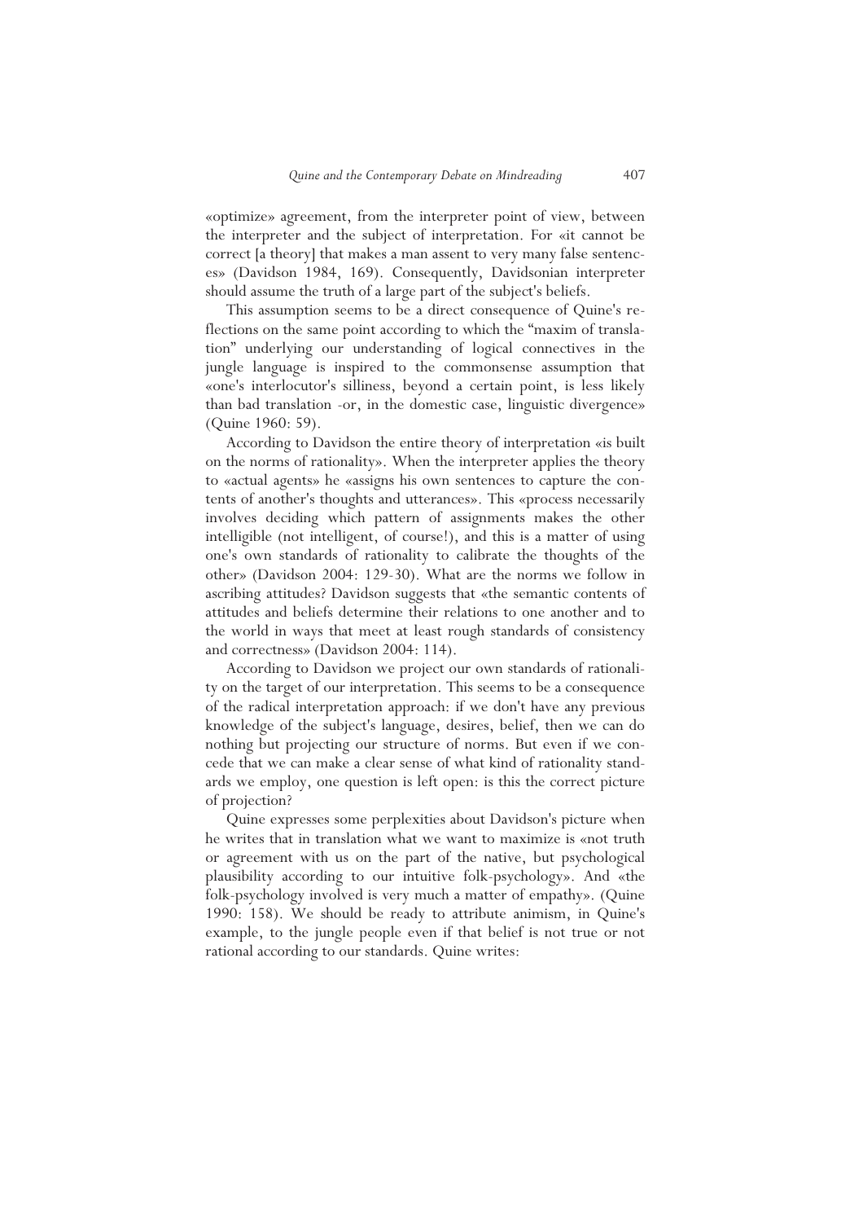«optimize» agreement, from the interpreter point of view, between the interpreter and the subject of interpretation. For «it cannot be correct [a theory] that makes a man assent to very many false sentences» (Davidson 1984, 169). Consequently, Davidsonian interpreter should assume the truth of a large part of the subject's beliefs.

This assumption seems to be a direct consequence of Quine's reflections on the same point according to which the "maxim of translation" underlying our understanding of logical connectives in the jungle language is inspired to the commonsense assumption that «one's interlocutor's silliness, beyond a certain point, is less likely than bad translation -or, in the domestic case, linguistic divergence» (Quine 1960: 59).

According to Davidson the entire theory of interpretation «is built on the norms of rationality». When the interpreter applies the theory to «actual agents» he «assigns his own sentences to capture the contents of another's thoughts and utterances». This «process necessarily involves deciding which pattern of assignments makes the other intelligible (not intelligent, of course!), and this is a matter of using one's own standards of rationality to calibrate the thoughts of the other» (Davidson 2004: 129-30). What are the norms we follow in ascribing attitudes? Davidson suggests that «the semantic contents of attitudes and beliefs determine their relations to one another and to the world in ways that meet at least rough standards of consistency and correctness» (Davidson 2004: 114).

According to Davidson we project our own standards of rationality on the target of our interpretation. This seems to be a consequence of the radical interpretation approach: if we don't have any previous knowledge of the subject's language, desires, belief, then we can do nothing but projecting our structure of norms. But even if we concede that we can make a clear sense of what kind of rationality standards we employ, one question is left open: is this the correct picture of projection?

Quine expresses some perplexities about Davidson's picture when he writes that in translation what we want to maximize is «not truth or agreement with us on the part of the native, but psychological plausibility according to our intuitive folk-psychology». And «the folk-psychology involved is very much a matter of empathy». (Quine 1990: 158). We should be ready to attribute animism, in Quine's example, to the jungle people even if that belief is not true or not rational according to our standards. Quine writes: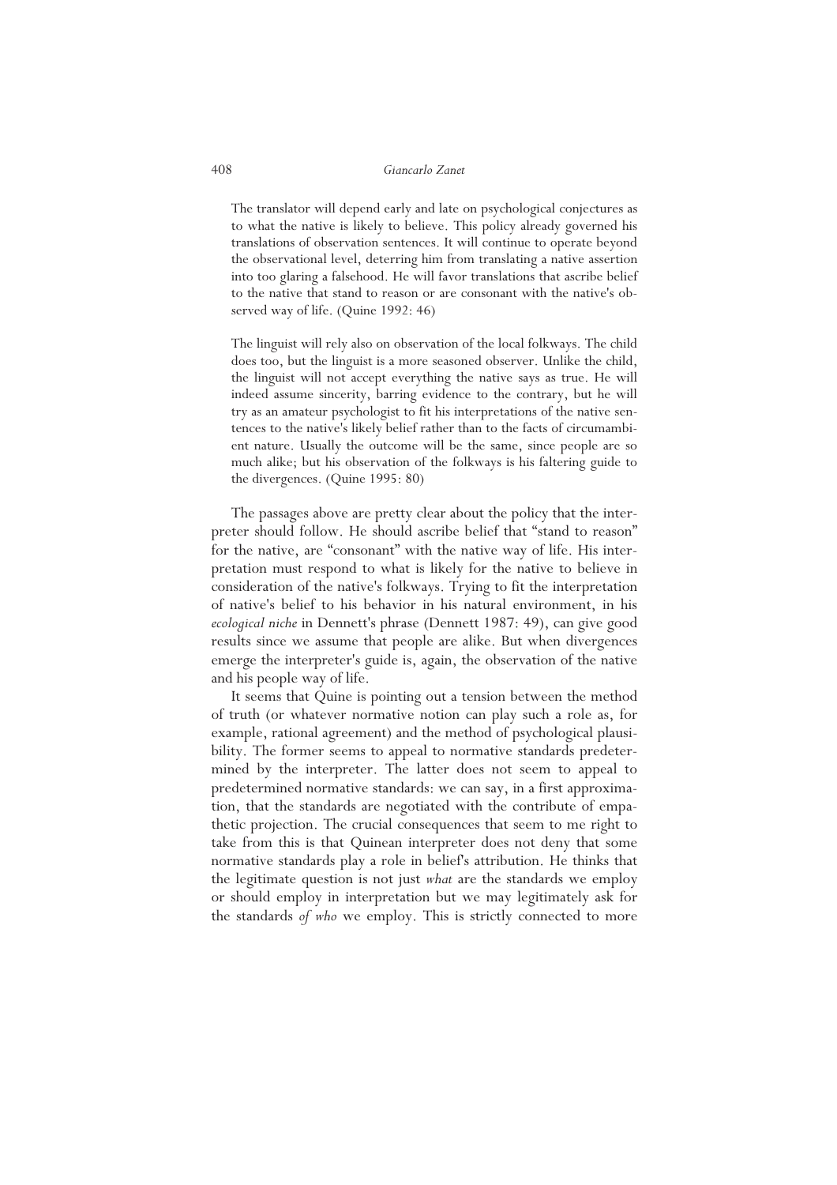> The translator will depend early and late on psychological conjectures as to what the native is likely to believe. This policy already governed his translations of observation sentences. It will continue to operate beyond the observational level, deterring him from translating a native assertion into too glaring a falsehood. He will favor translations that ascribe belief to the native that stand to reason or are consonant with the native's observed way of life. (Quine 1992: 46)

> The linguist will rely also on observation of the local folkways. The child does too, but the linguist is a more seasoned observer. Unlike the child, the linguist will not accept everything the native says as true. He will indeed assume sincerity, barring evidence to the contrary, but he will try as an amateur psychologist to fit his interpretations of the native sentences to the native's likely belief rather than to the facts of circumambient nature. Usually the outcome will be the same, since people are so much alike; but his observation of the folkways is his faltering guide to the divergences. (Quine 1995: 80)

The passages above are pretty clear about the policy that the interpreter should follow. He should ascribe belief that "stand to reason" for the native, are "consonant" with the native way of life. His interpretation must respond to what is likely for the native to believe in consideration of the native's folkways. Trying to fit the interpretation of native's belief to his behavior in his natural environment, in his *ecological niche* in Dennett's phrase (Dennett 1987: 49), can give good results since we assume that people are alike. But when divergences emerge the interpreter's guide is, again, the observation of the native and his people way of life.

It seems that Quine is pointing out a tension between the method of truth (or whatever normative notion can play such a role as, for example, rational agreement) and the method of psychological plausibility. The former seems to appeal to normative standards predetermined by the interpreter. The latter does not seem to appeal to predetermined normative standards: we can say, in a first approximation, that the standards are negotiated with the contribute of empathetic projection. The crucial consequences that seem to me right to take from this is that Quinean interpreter does not deny that some normative standards play a role in belief's attribution. He thinks that the legitimate question is not just *what* are the standards we employ or should employ in interpretation but we may legitimately ask for the standards *of who* we employ. This is strictly connected to more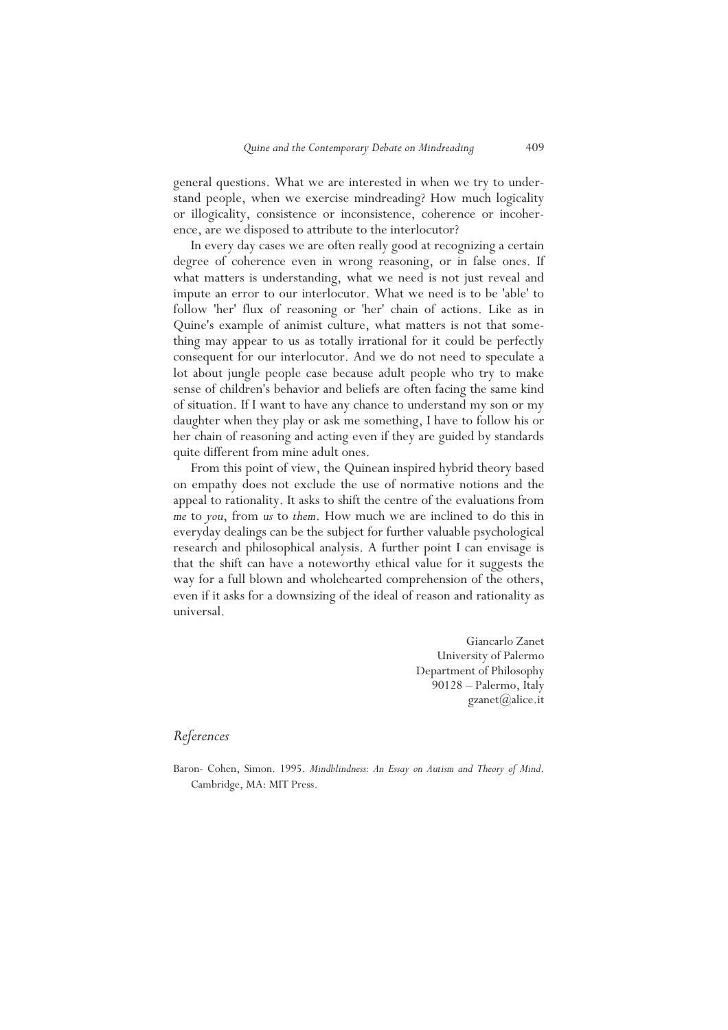general questions. What we are interested in when we try to understand people, when we exercise mindreading? How much logicality or illogicality, consistence or inconsistence, coherence or incoherence, are we disposed to attribute to the interlocutor?

In every day cases we are often really good at recognizing a certain degree of coherence even in wrong reasoning, or in false ones. If what matters is understanding, what we need is not just reveal and impute an error to our interlocutor. What we need is to be 'able' to follow 'her' flux of reasoning or 'her' chain of actions. Like as in Quine's example of animist culture, what matters is not that something may appear to us as totally irrational for it could be perfectly consequent for our interlocutor. And we do not need to speculate a lot about jungle people case because adult people who try to make sense of children's behavior and beliefs are often facing the same kind of situation. If I want to have any chance to understand my son or my daughter when they play or ask me something, I have to follow his or her chain of reasoning and acting even if they are guided by standards quite different from mine adult ones.

From this point of view, the Quinean inspired hybrid theory based on empathy does not exclude the use of normative notions and the appeal to rationality. It asks to shift the centre of the evaluations from *me* to *you*, from *us* to *them*. How much we are inclined to do this in everyday dealings can be the subject for further valuable psychological research and philosophical analysis. A further point I can envisage is that the shift can have a noteworthy ethical value for it suggests the way for a full blown and wholehearted comprehension of the others, even if it asks for a downsizing of the ideal of reason and rationality as universal.

Giancarlo Zanet
University of Palermo
Department of Philosophy
90128 – Palermo, Italy
gzanet@alice.it

## *References*

Baron- Cohen, Simon. 1995. *Mindblindness: An Essay on Autism and Theory of Mind*. Cambridge, MA: MIT Press.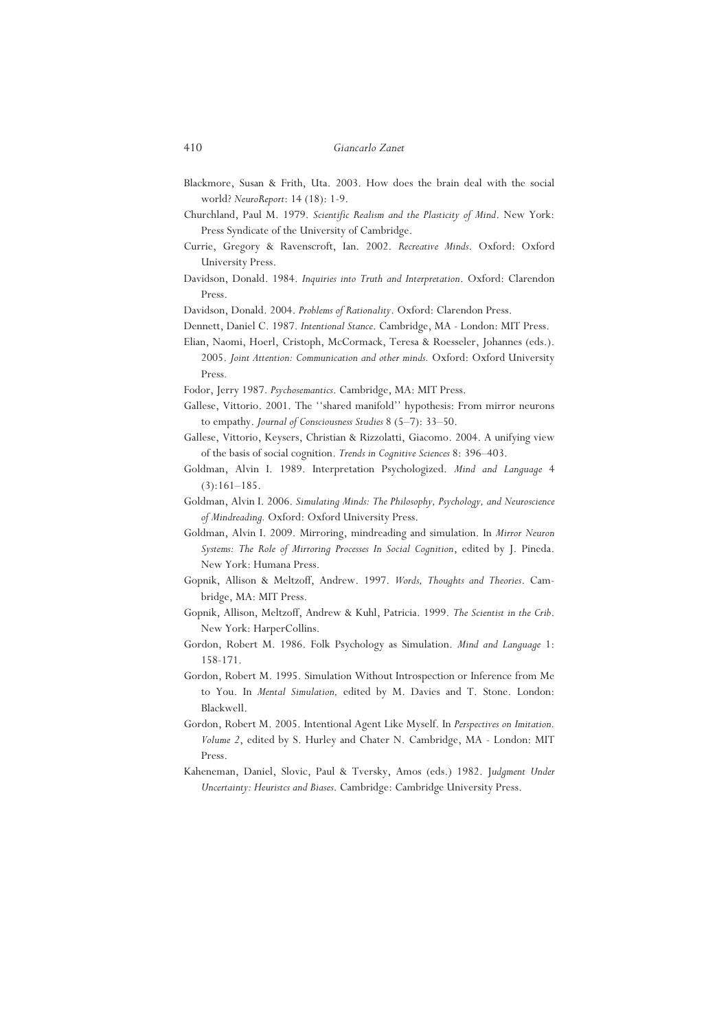Blackmore, Susan & Frith, Uta. 2003. How does the brain deal with the social world? *NeuroReport*: 14 (18): 1-9.

Churchland, Paul M. 1979. *Scientific Realism and the Plasticity of Mind*. New York: Press Syndicate of the University of Cambridge.

Currie, Gregory & Ravenscroft, Ian. 2002. *Recreative Minds*. Oxford: Oxford University Press.

Davidson, Donald. 1984. *Inquiries into Truth and Interpretation*. Oxford: Clarendon Press.

Davidson, Donald. 2004. *Problems of Rationality*. Oxford: Clarendon Press.

Dennett, Daniel C. 1987. *Intentional Stance*. Cambridge, MA - London: MIT Press.

Elian, Naomi, Hoerl, Cristoph, McCormack, Teresa & Roesseler, Johannes (eds.). 2005. *Joint Attention: Communication and other minds.* Oxford: Oxford University Press.

Fodor, Jerry 1987. *Psychosemantics*. Cambridge, MA: MIT Press.

Gallese, Vittorio. 2001. The ''shared manifold'' hypothesis: From mirror neurons to empathy. *Journal of Consciousness Studies* 8 (5–7): 33–50.

Gallese, Vittorio, Keysers, Christian & Rizzolatti, Giacomo. 2004. A unifying view of the basis of social cognition. *Trends in Cognitive Sciences* 8: 396–403.

Goldman, Alvin I. 1989. Interpretation Psychologized. *Mind and Language* 4 (3):161–185.

Goldman, Alvin I. 2006. *Simulating Minds: The Philosophy, Psychology, and Neuroscience of Mindreading.* Oxford: Oxford University Press.

Goldman, Alvin I. 2009. Mirroring, mindreading and simulation. In *Mirror Neuron Systems: The Role of Mirroring Processes In Social Cognition*, edited by J. Pineda. New York: Humana Press.

Gopnik, Allison & Meltzoff, Andrew. 1997. *Words, Thoughts and Theories*. Cambridge, MA: MIT Press.

Gopnik, Allison, Meltzoff, Andrew & Kuhl, Patricia. 1999. *The Scientist in the Crib*. New York: HarperCollins.

Gordon, Robert M. 1986. Folk Psychology as Simulation. *Mind and Language* 1: 158-171.

Gordon, Robert M. 1995. Simulation Without Introspection or Inference from Me to You. In *Mental Simulation,* edited by M. Davies and T. Stone. London: Blackwell.

Gordon, Robert M. 2005. Intentional Agent Like Myself. In *Perspectives on Imitation. Volume 2*, edited by S. Hurley and Chater N. Cambridge, MA - London: MIT Press.

Kaheneman, Daniel, Slovic, Paul & Tversky, Amos (eds.) 1982. *Judgment Under Uncertainty: Heuristcs and Biases*. Cambridge: Cambridge University Press.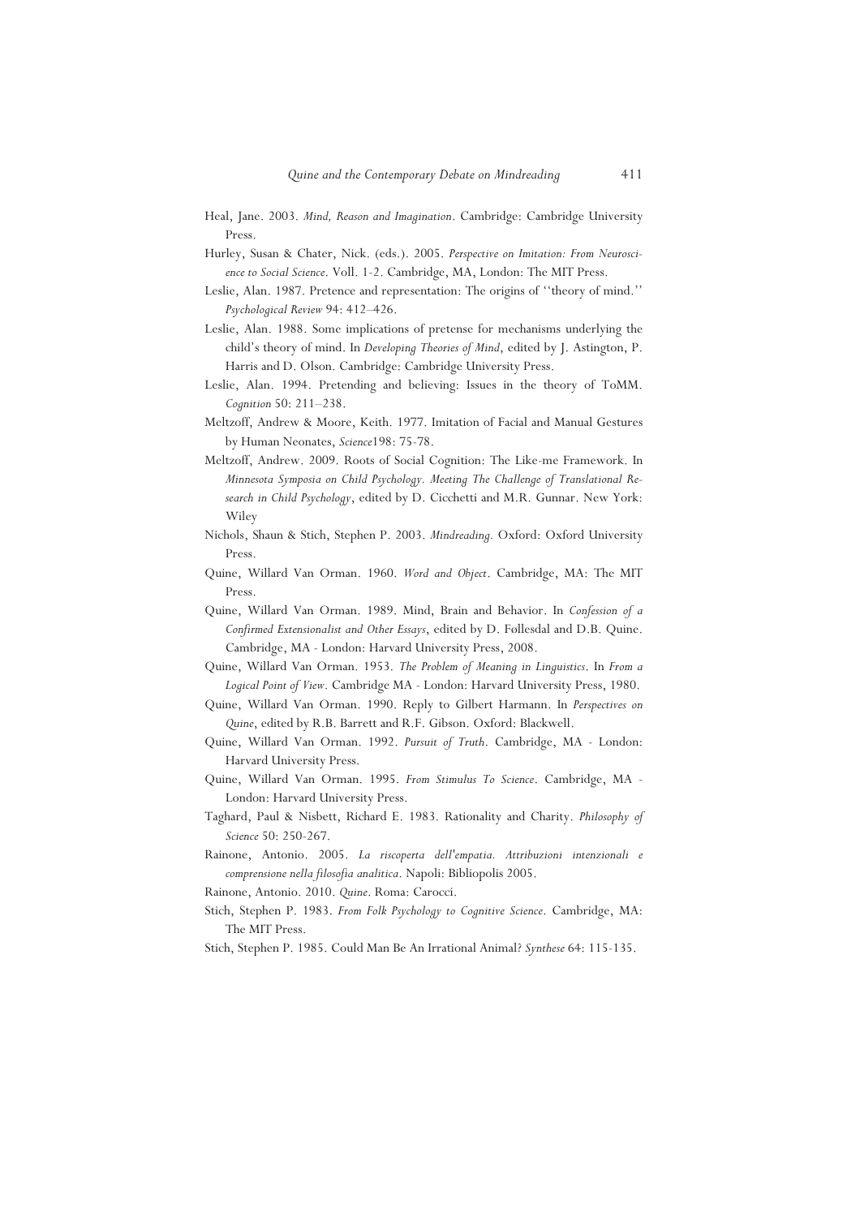Heal, Jane. 2003. *Mind, Reason and Imagination*. Cambridge: Cambridge University Press.

Hurley, Susan & Chater, Nick. (eds.). 2005. *Perspective on Imitation: From Neuroscience to Social Science*. Voll. 1-2. Cambridge, MA, London: The MIT Press.

Leslie, Alan. 1987. Pretence and representation: The origins of ''theory of mind.'' *Psychological Review* 94: 412–426.

Leslie, Alan. 1988. Some implications of pretense for mechanisms underlying the child's theory of mind. In *Developing Theories of Mind*, edited by J. Astington, P. Harris and D. Olson. Cambridge: Cambridge University Press.

Leslie, Alan. 1994. Pretending and believing: Issues in the theory of ToMM. *Cognition* 50: 211–238.

Meltzoff, Andrew & Moore, Keith. 1977. Imitation of Facial and Manual Gestures by Human Neonates, *Science*198: 75-78.

Meltzoff, Andrew. 2009. Roots of Social Cognition: The Like-me Framework. In *Minnesota Symposia on Child Psychology. Meeting The Challenge of Translational Research in Child Psychology*, edited by D. Cicchetti and M.R. Gunnar. New York: Wiley

Nichols, Shaun & Stich, Stephen P. 2003. *Mindreading*. Oxford: Oxford University Press.

Quine, Willard Van Orman. 1960. *Word and Object*. Cambridge, MA: The MIT Press.

Quine, Willard Van Orman. 1989. Mind, Brain and Behavior. In *Confession of a Confirmed Extensionalist and Other Essays*, edited by D. Føllesdal and D.B. Quine. Cambridge, MA - London: Harvard University Press, 2008.

Quine, Willard Van Orman. 1953. *The Problem of Meaning in Linguistics*. In *From a Logical Point of View*. Cambridge MA - London: Harvard University Press, 1980.

Quine, Willard Van Orman. 1990. Reply to Gilbert Harmann. In *Perspectives on Quine*, edited by R.B. Barrett and R.F. Gibson. Oxford: Blackwell.

Quine, Willard Van Orman. 1992. *Pursuit of Truth*. Cambridge, MA - London: Harvard University Press.

Quine, Willard Van Orman. 1995. *From Stimulus To Science*. Cambridge, MA - London: Harvard University Press.

Taghard, Paul & Nisbett, Richard E. 1983. Rationality and Charity. *Philosophy of Science* 50: 250-267.

Rainone, Antonio. 2005. *La riscoperta dell'empatia. Attribuzioni intenzionali e comprensione nella filosofia analitica*. Napoli: Bibliopolis 2005.

Rainone, Antonio. 2010. *Quine*. Roma: Carocci.

Stich, Stephen P. 1983. *From Folk Psychology to Cognitive Science*. Cambridge, MA: The MIT Press.

Stich, Stephen P. 1985. Could Man Be An Irrational Animal? *Synthese* 64: 115-135.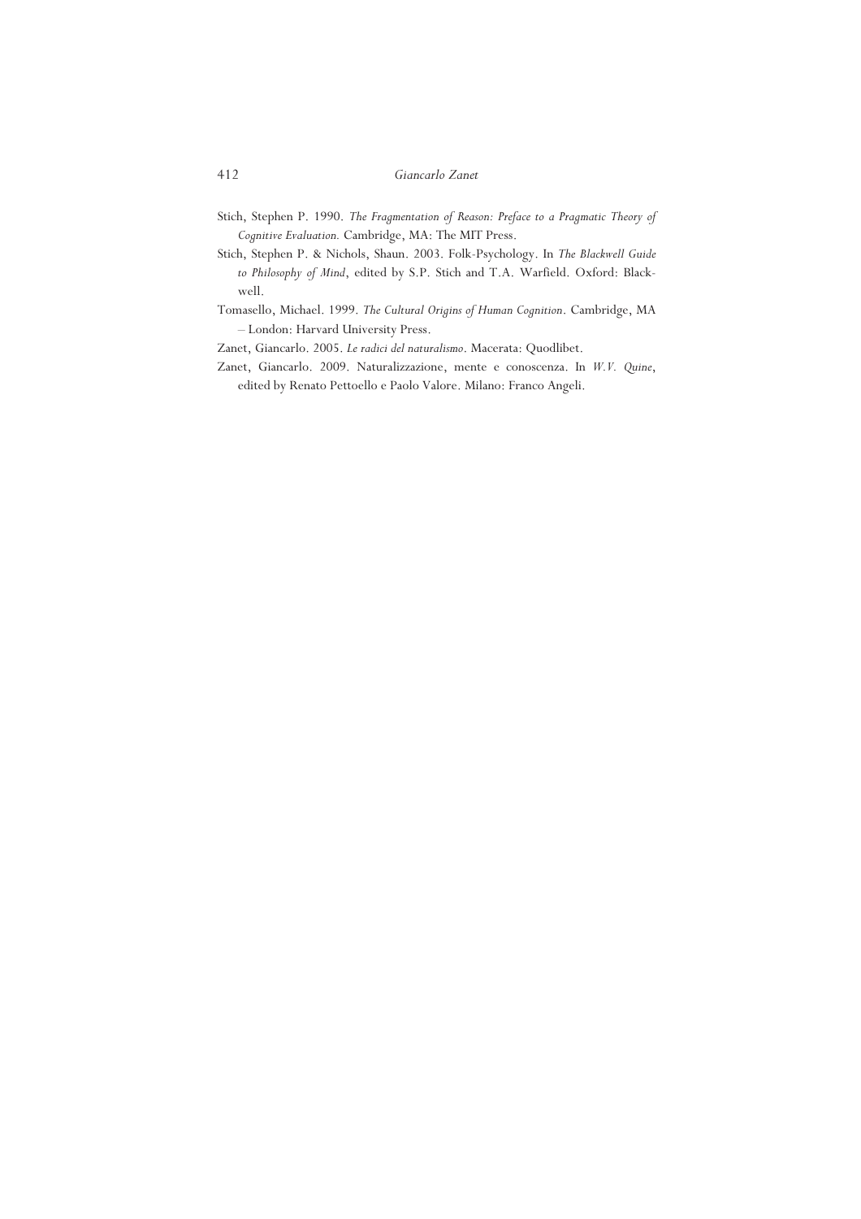Stich, Stephen P. 1990. *The Fragmentation of Reason: Preface to a Pragmatic Theory of Cognitive Evaluation.* Cambridge, MA: The MIT Press.

Stich, Stephen P. & Nichols, Shaun. 2003. Folk-Psychology. In *The Blackwell Guide to Philosophy of Mind*, edited by S.P. Stich and T.A. Warfield. Oxford: Blackwell.

Tomasello, Michael. 1999. *The Cultural Origins of Human Cognition*. Cambridge, MA – London: Harvard University Press.

Zanet, Giancarlo. 2005. *Le radici del naturalismo*. Macerata: Quodlibet.

Zanet, Giancarlo. 2009. Naturalizzazione, mente e conoscenza. In *W.V. Quine*, edited by Renato Pettoello e Paolo Valore. Milano: Franco Angeli.